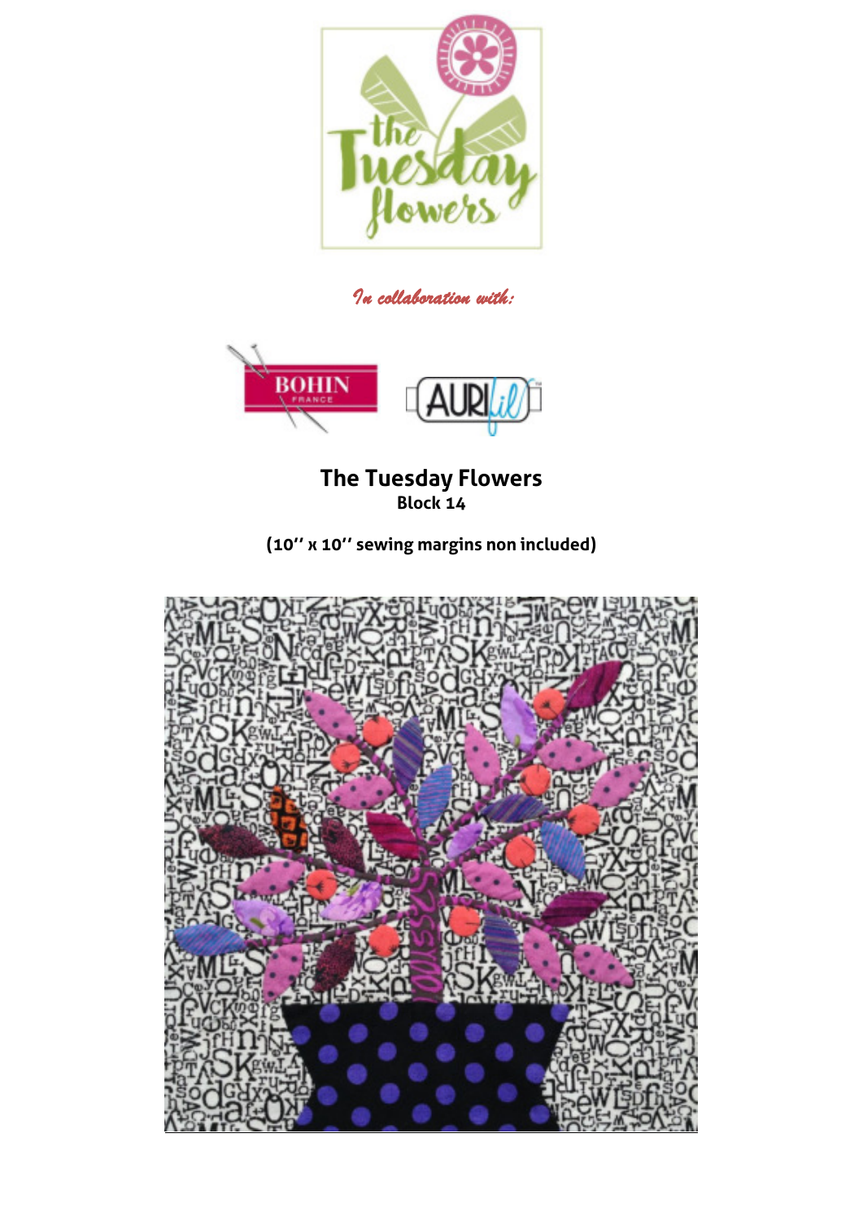*In collaboration with:*

# The Tuesday Flowers

**Block 14**

**(10'' x 10'' sewing margins non included)**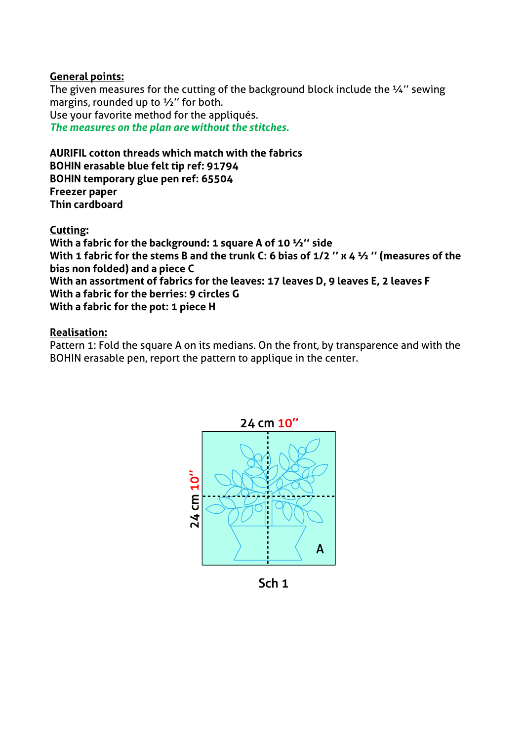**General points:**

The given measures for the cutting of the background block include the ¼'' sewing margins, rounded up to ½'' for both.

Use your favorite method for the appliqués.

***The measures on the plan are without the stitches.***

**AURIFIL cotton threads which match with the fabrics**
**BOHIN erasable blue felt tip ref: 91794**
**BOHIN temporary glue pen ref: 65504**
**Freezer paper**
**Thin cardboard**

**Cutting:**

**With a fabric for the background: 1 square A of 10 ½'' side**
**With 1 fabric for the stems B and the trunk C: 6 bias of 1/2 '' x 4 ½ '' (measures of the bias non folded) and a piece C**
**With an assortment of fabrics for the leaves: 17 leaves D, 9 leaves E, 2 leaves F**
**With a fabric for the berries: 9 circles G**
**With a fabric for the pot: 1 piece H**

**Realisation:**

Pattern 1: Fold the square A on its medians. On the front, by transparence and with the BOHIN erasable pen, report the pattern to applique in the center.

24 cm 10''

24 cm 10''

A

Sch 1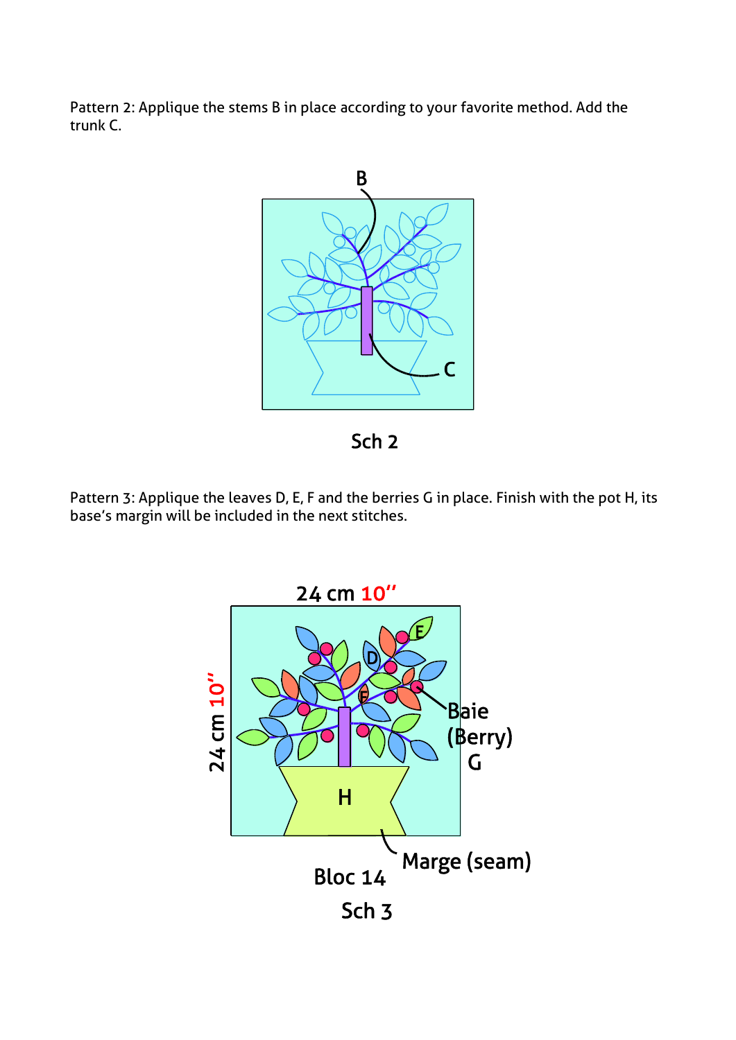Pattern 2: Applique the stems B in place according to your favorite method. Add the trunk C.

B

C

Sch 2

Pattern 3: Applique the leaves D, E, F and the berries G in place. Finish with the pot H, its base's margin will be included in the next stitches.

24 cm 10''

24 cm 10''

E

D

F

Baie (Berry) G

H

Marge (seam)

Bloc 14

Sch 3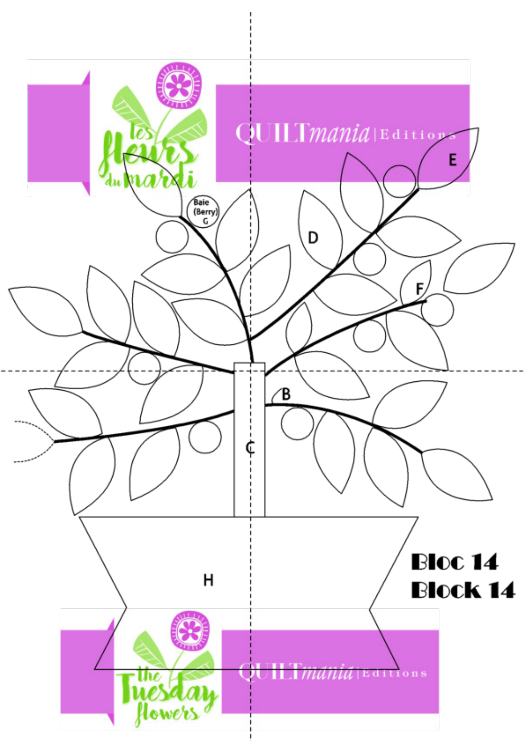les fleurs du mardi

QUILTmania | Editions

E

Baie (Berry) G

D

F

B

C

H

**Bloc 14**
**Block 14**

the Tuesday flowers

QUILTmania | Editions